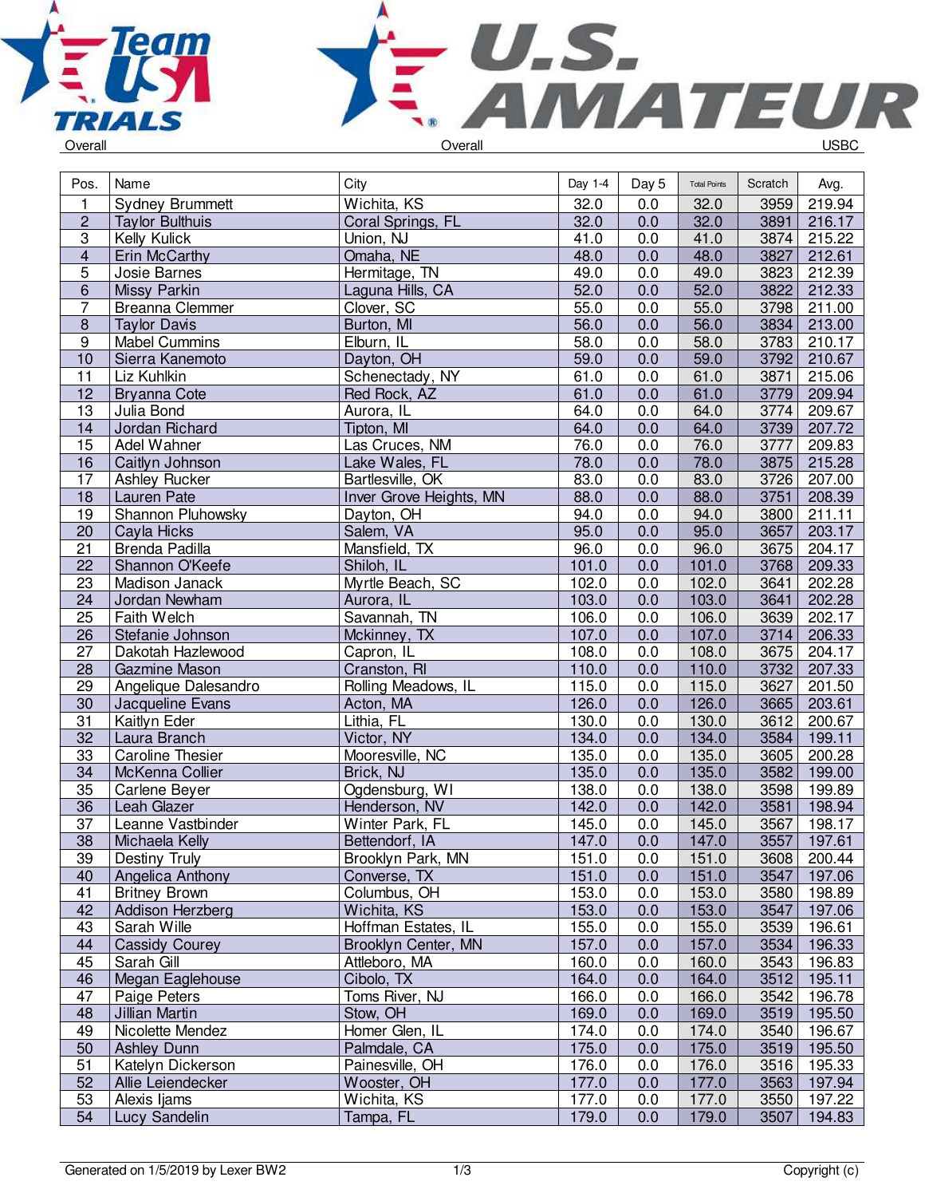Overall Overall USBC

| Pos. | Name | City | Day 1-4 | Day 5 | Total Points | Scratch | Avg. |
|---|---|---|---|---|---|---|---|
| 1 | Sydney Brummett | Wichita, KS | 32.0 | 0.0 | 32.0 | 3959 | 219.94 |
| 2 | Taylor Bulthuis | Coral Springs, FL | 32.0 | 0.0 | 32.0 | 3891 | 216.17 |
| 3 | Kelly Kulick | Union, NJ | 41.0 | 0.0 | 41.0 | 3874 | 215.22 |
| 4 | Erin McCarthy | Omaha, NE | 48.0 | 0.0 | 48.0 | 3827 | 212.61 |
| 5 | Josie Barnes | Hermitage, TN | 49.0 | 0.0 | 49.0 | 3823 | 212.39 |
| 6 | Missy Parkin | Laguna Hills, CA | 52.0 | 0.0 | 52.0 | 3822 | 212.33 |
| 7 | Breanna Clemmer | Clover, SC | 55.0 | 0.0 | 55.0 | 3798 | 211.00 |
| 8 | Taylor Davis | Burton, MI | 56.0 | 0.0 | 56.0 | 3834 | 213.00 |
| 9 | Mabel Cummins | Elburn, IL | 58.0 | 0.0 | 58.0 | 3783 | 210.17 |
| 10 | Sierra Kanemoto | Dayton, OH | 59.0 | 0.0 | 59.0 | 3792 | 210.67 |
| 11 | Liz Kuhlkin | Schenectady, NY | 61.0 | 0.0 | 61.0 | 3871 | 215.06 |
| 12 | Bryanna Cote | Red Rock, AZ | 61.0 | 0.0 | 61.0 | 3779 | 209.94 |
| 13 | Julia Bond | Aurora, IL | 64.0 | 0.0 | 64.0 | 3774 | 209.67 |
| 14 | Jordan Richard | Tipton, MI | 64.0 | 0.0 | 64.0 | 3739 | 207.72 |
| 15 | Adel Wahner | Las Cruces, NM | 76.0 | 0.0 | 76.0 | 3777 | 209.83 |
| 16 | Caitlyn Johnson | Lake Wales, FL | 78.0 | 0.0 | 78.0 | 3875 | 215.28 |
| 17 | Ashley Rucker | Bartlesville, OK | 83.0 | 0.0 | 83.0 | 3726 | 207.00 |
| 18 | Lauren Pate | Inver Grove Heights, MN | 88.0 | 0.0 | 88.0 | 3751 | 208.39 |
| 19 | Shannon Pluhowsky | Dayton, OH | 94.0 | 0.0 | 94.0 | 3800 | 211.11 |
| 20 | Cayla Hicks | Salem, VA | 95.0 | 0.0 | 95.0 | 3657 | 203.17 |
| 21 | Brenda Padilla | Mansfield, TX | 96.0 | 0.0 | 96.0 | 3675 | 204.17 |
| 22 | Shannon O'Keefe | Shiloh, IL | 101.0 | 0.0 | 101.0 | 3768 | 209.33 |
| 23 | Madison Janack | Myrtle Beach, SC | 102.0 | 0.0 | 102.0 | 3641 | 202.28 |
| 24 | Jordan Newham | Aurora, IL | 103.0 | 0.0 | 103.0 | 3641 | 202.28 |
| 25 | Faith Welch | Savannah, TN | 106.0 | 0.0 | 106.0 | 3639 | 202.17 |
| 26 | Stefanie Johnson | Mckinney, TX | 107.0 | 0.0 | 107.0 | 3714 | 206.33 |
| 27 | Dakotah Hazlewood | Capron, IL | 108.0 | 0.0 | 108.0 | 3675 | 204.17 |
| 28 | Gazmine Mason | Cranston, RI | 110.0 | 0.0 | 110.0 | 3732 | 207.33 |
| 29 | Angelique Dalesandro | Rolling Meadows, IL | 115.0 | 0.0 | 115.0 | 3627 | 201.50 |
| 30 | Jacqueline Evans | Acton, MA | 126.0 | 0.0 | 126.0 | 3665 | 203.61 |
| 31 | Kaitlyn Eder | Lithia, FL | 130.0 | 0.0 | 130.0 | 3612 | 200.67 |
| 32 | Laura Branch | Victor, NY | 134.0 | 0.0 | 134.0 | 3584 | 199.11 |
| 33 | Caroline Thesier | Mooresville, NC | 135.0 | 0.0 | 135.0 | 3605 | 200.28 |
| 34 | McKenna Collier | Brick, NJ | 135.0 | 0.0 | 135.0 | 3582 | 199.00 |
| 35 | Carlene Beyer | Ogdensburg, WI | 138.0 | 0.0 | 138.0 | 3598 | 199.89 |
| 36 | Leah Glazer | Henderson, NV | 142.0 | 0.0 | 142.0 | 3581 | 198.94 |
| 37 | Leanne Vastbinder | Winter Park, FL | 145.0 | 0.0 | 145.0 | 3567 | 198.17 |
| 38 | Michaela Kelly | Bettendorf, IA | 147.0 | 0.0 | 147.0 | 3557 | 197.61 |
| 39 | Destiny Truly | Brooklyn Park, MN | 151.0 | 0.0 | 151.0 | 3608 | 200.44 |
| 40 | Angelica Anthony | Converse, TX | 151.0 | 0.0 | 151.0 | 3547 | 197.06 |
| 41 | Britney Brown | Columbus, OH | 153.0 | 0.0 | 153.0 | 3580 | 198.89 |
| 42 | Addison Herzberg | Wichita, KS | 153.0 | 0.0 | 153.0 | 3547 | 197.06 |
| 43 | Sarah Wille | Hoffman Estates, IL | 155.0 | 0.0 | 155.0 | 3539 | 196.61 |
| 44 | Cassidy Courey | Brooklyn Center, MN | 157.0 | 0.0 | 157.0 | 3534 | 196.33 |
| 45 | Sarah Gill | Attleboro, MA | 160.0 | 0.0 | 160.0 | 3543 | 196.83 |
| 46 | Megan Eaglehouse | Cibolo, TX | 164.0 | 0.0 | 164.0 | 3512 | 195.11 |
| 47 | Paige Peters | Toms River, NJ | 166.0 | 0.0 | 166.0 | 3542 | 196.78 |
| 48 | Jillian Martin | Stow, OH | 169.0 | 0.0 | 169.0 | 3519 | 195.50 |
| 49 | Nicolette Mendez | Homer Glen, IL | 174.0 | 0.0 | 174.0 | 3540 | 196.67 |
| 50 | Ashley Dunn | Palmdale, CA | 175.0 | 0.0 | 175.0 | 3519 | 195.50 |
| 51 | Katelyn Dickerson | Painesville, OH | 176.0 | 0.0 | 176.0 | 3516 | 195.33 |
| 52 | Allie Leiendecker | Wooster, OH | 177.0 | 0.0 | 177.0 | 3563 | 197.94 |
| 53 | Alexis Ijams | Wichita, KS | 177.0 | 0.0 | 177.0 | 3550 | 197.22 |
| 54 | Lucy Sandelin | Tampa, FL | 179.0 | 0.0 | 179.0 | 3507 | 194.83 |

Generated on 1/5/2019 by Lexer BW2 Copyright (c)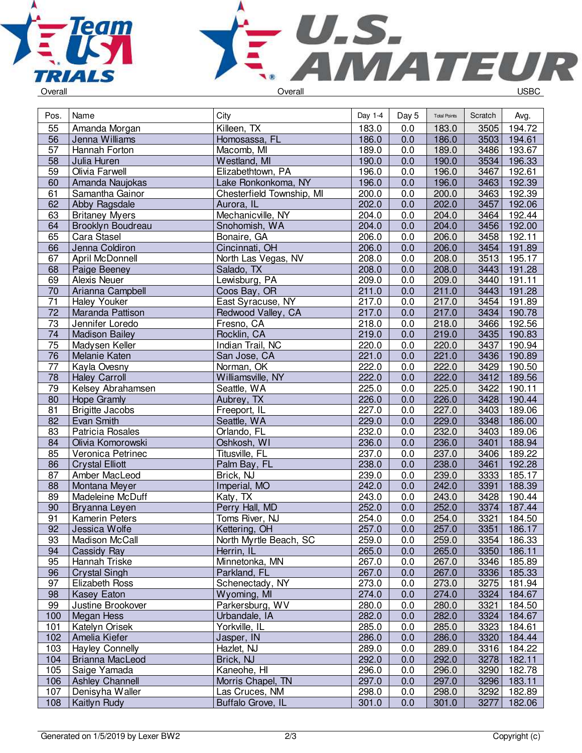Overall | Overall | USBC

| Pos. | Name | City | Day 1-4 | Day 5 | Total Points | Scratch | Avg. |
|---|---|---|---|---|---|---|---|
| 55 | Amanda Morgan | Killeen, TX | 183.0 | 0.0 | 183.0 | 3505 | 194.72 |
| 56 | Jenna Williams | Homosassa, FL | 186.0 | 0.0 | 186.0 | 3503 | 194.61 |
| 57 | Hannah Forton | Macomb, MI | 189.0 | 0.0 | 189.0 | 3486 | 193.67 |
| 58 | Julia Huren | Westland, MI | 190.0 | 0.0 | 190.0 | 3534 | 196.33 |
| 59 | Olivia Farwell | Elizabethtown, PA | 196.0 | 0.0 | 196.0 | 3467 | 192.61 |
| 60 | Amanda Naujokas | Lake Ronkonkoma, NY | 196.0 | 0.0 | 196.0 | 3463 | 192.39 |
| 61 | Samantha Gainor | Chesterfield Township, MI | 200.0 | 0.0 | 200.0 | 3463 | 192.39 |
| 62 | Abby Ragsdale | Aurora, IL | 202.0 | 0.0 | 202.0 | 3457 | 192.06 |
| 63 | Britaney Myers | Mechanicville, NY | 204.0 | 0.0 | 204.0 | 3464 | 192.44 |
| 64 | Brooklyn Boudreau | Snohomish, WA | 204.0 | 0.0 | 204.0 | 3456 | 192.00 |
| 65 | Cara Stasel | Bonaire, GA | 206.0 | 0.0 | 206.0 | 3458 | 192.11 |
| 66 | Jenna Coldiron | Cincinnati, OH | 206.0 | 0.0 | 206.0 | 3454 | 191.89 |
| 67 | April McDonnell | North Las Vegas, NV | 208.0 | 0.0 | 208.0 | 3513 | 195.17 |
| 68 | Paige Beeney | Salado, TX | 208.0 | 0.0 | 208.0 | 3443 | 191.28 |
| 69 | Alexis Neuer | Lewisburg, PA | 209.0 | 0.0 | 209.0 | 3440 | 191.11 |
| 70 | Arianna Campbell | Coos Bay, OR | 211.0 | 0.0 | 211.0 | 3443 | 191.28 |
| 71 | Haley Youker | East Syracuse, NY | 217.0 | 0.0 | 217.0 | 3454 | 191.89 |
| 72 | Maranda Pattison | Redwood Valley, CA | 217.0 | 0.0 | 217.0 | 3434 | 190.78 |
| 73 | Jennifer Loredo | Fresno, CA | 218.0 | 0.0 | 218.0 | 3466 | 192.56 |
| 74 | Madison Bailey | Rocklin, CA | 219.0 | 0.0 | 219.0 | 3435 | 190.83 |
| 75 | Madysen Keller | Indian Trail, NC | 220.0 | 0.0 | 220.0 | 3437 | 190.94 |
| 76 | Melanie Katen | San Jose, CA | 221.0 | 0.0 | 221.0 | 3436 | 190.89 |
| 77 | Kayla Ovesny | Norman, OK | 222.0 | 0.0 | 222.0 | 3429 | 190.50 |
| 78 | Haley Carroll | Williamsville, NY | 222.0 | 0.0 | 222.0 | 3412 | 189.56 |
| 79 | Kelsey Abrahamsen | Seattle, WA | 225.0 | 0.0 | 225.0 | 3422 | 190.11 |
| 80 | Hope Gramly | Aubrey, TX | 226.0 | 0.0 | 226.0 | 3428 | 190.44 |
| 81 | Brigitte Jacobs | Freeport, IL | 227.0 | 0.0 | 227.0 | 3403 | 189.06 |
| 82 | Evan Smith | Seattle, WA | 229.0 | 0.0 | 229.0 | 3348 | 186.00 |
| 83 | Patricia Rosales | Orlando, FL | 232.0 | 0.0 | 232.0 | 3403 | 189.06 |
| 84 | Olivia Komorowski | Oshkosh, WI | 236.0 | 0.0 | 236.0 | 3401 | 188.94 |
| 85 | Veronica Petrinec | Titusville, FL | 237.0 | 0.0 | 237.0 | 3406 | 189.22 |
| 86 | Crystal Elliott | Palm Bay, FL | 238.0 | 0.0 | 238.0 | 3461 | 192.28 |
| 87 | Amber MacLeod | Brick, NJ | 239.0 | 0.0 | 239.0 | 3333 | 185.17 |
| 88 | Montana Meyer | Imperial, MO | 242.0 | 0.0 | 242.0 | 3391 | 188.39 |
| 89 | Madeleine McDuff | Katy, TX | 243.0 | 0.0 | 243.0 | 3428 | 190.44 |
| 90 | Bryanna Leyen | Perry Hall, MD | 252.0 | 0.0 | 252.0 | 3374 | 187.44 |
| 91 | Kamerin Peters | Toms River, NJ | 254.0 | 0.0 | 254.0 | 3321 | 184.50 |
| 92 | Jessica Wolfe | Kettering, OH | 257.0 | 0.0 | 257.0 | 3351 | 186.17 |
| 93 | Madison McCall | North Myrtle Beach, SC | 259.0 | 0.0 | 259.0 | 3354 | 186.33 |
| 94 | Cassidy Ray | Herrin, IL | 265.0 | 0.0 | 265.0 | 3350 | 186.11 |
| 95 | Hannah Triske | Minnetonka, MN | 267.0 | 0.0 | 267.0 | 3346 | 185.89 |
| 96 | Crystal Singh | Parkland, FL | 267.0 | 0.0 | 267.0 | 3336 | 185.33 |
| 97 | Elizabeth Ross | Schenectady, NY | 273.0 | 0.0 | 273.0 | 3275 | 181.94 |
| 98 | Kasey Eaton | Wyoming, MI | 274.0 | 0.0 | 274.0 | 3324 | 184.67 |
| 99 | Justine Brookover | Parkersburg, WV | 280.0 | 0.0 | 280.0 | 3321 | 184.50 |
| 100 | Megan Hess | Urbandale, IA | 282.0 | 0.0 | 282.0 | 3324 | 184.67 |
| 101 | Katelyn Orisek | Yorkville, IL | 285.0 | 0.0 | 285.0 | 3323 | 184.61 |
| 102 | Amelia Kiefer | Jasper, IN | 286.0 | 0.0 | 286.0 | 3320 | 184.44 |
| 103 | Hayley Connelly | Hazlet, NJ | 289.0 | 0.0 | 289.0 | 3316 | 184.22 |
| 104 | Brianna MacLeod | Brick, NJ | 292.0 | 0.0 | 292.0 | 3278 | 182.11 |
| 105 | Saige Yamada | Kaneohe, HI | 296.0 | 0.0 | 296.0 | 3290 | 182.78 |
| 106 | Ashley Channell | Morris Chapel, TN | 297.0 | 0.0 | 297.0 | 3296 | 183.11 |
| 107 | Denisyha Waller | Las Cruces, NM | 298.0 | 0.0 | 298.0 | 3292 | 182.89 |
| 108 | Kaitlyn Rudy | Buffalo Grove, IL | 301.0 | 0.0 | 301.0 | 3277 | 182.06 |

Generated on 1/5/2019 by Lexer BW2 | Copyright (c)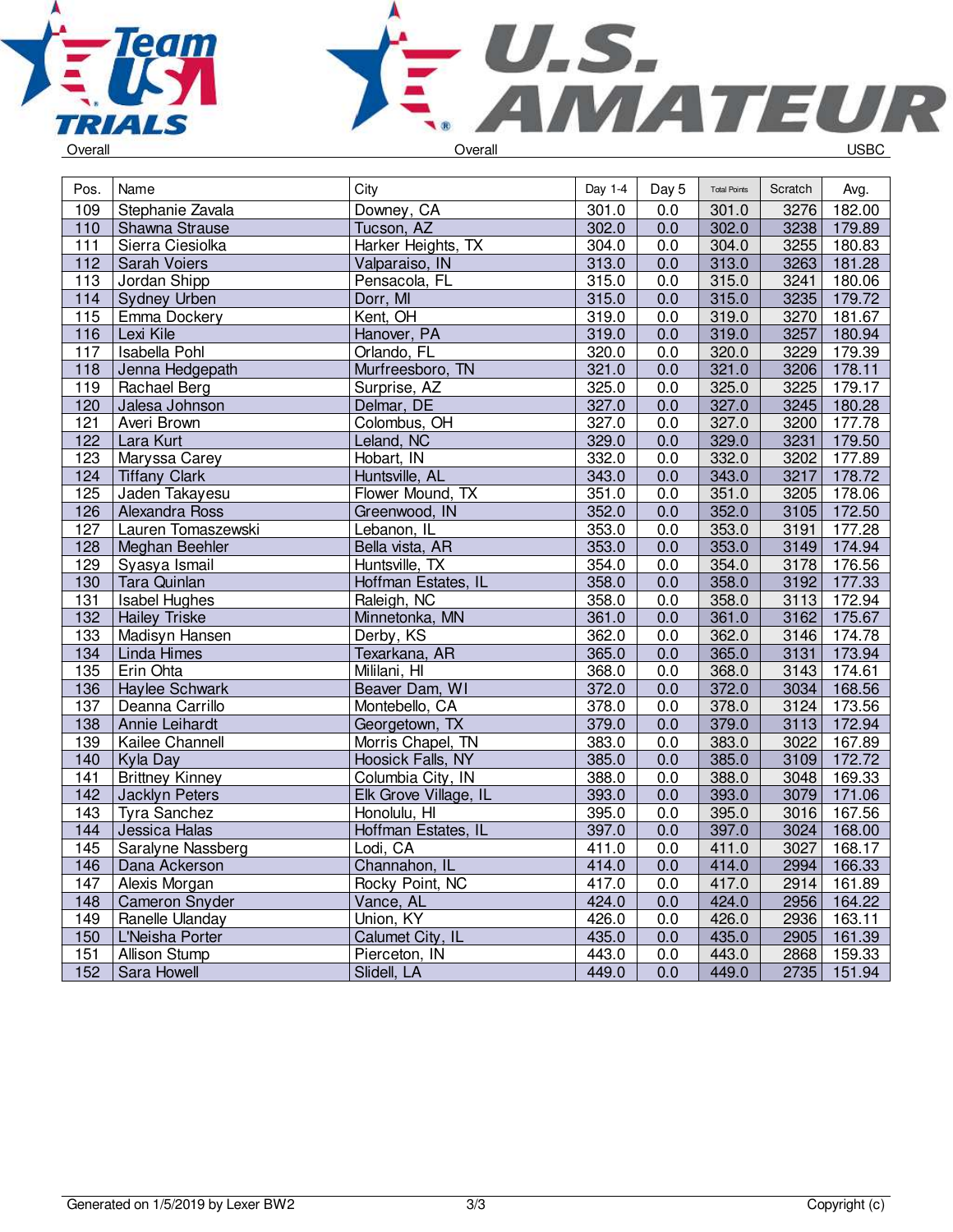Overall | Overall | USBC

| Pos. | Name | City | Day 1-4 | Day 5 | Total Points | Scratch | Avg. |
|---|---|---|---|---|---|---|---|
| 109 | Stephanie Zavala | Downey, CA | 301.0 | 0.0 | 301.0 | 3276 | 182.00 |
| 110 | Shawna Strause | Tucson, AZ | 302.0 | 0.0 | 302.0 | 3238 | 179.89 |
| 111 | Sierra Ciesiolka | Harker Heights, TX | 304.0 | 0.0 | 304.0 | 3255 | 180.83 |
| 112 | Sarah Voiers | Valparaiso, IN | 313.0 | 0.0 | 313.0 | 3263 | 181.28 |
| 113 | Jordan Shipp | Pensacola, FL | 315.0 | 0.0 | 315.0 | 3241 | 180.06 |
| 114 | Sydney Urben | Dorr, MI | 315.0 | 0.0 | 315.0 | 3235 | 179.72 |
| 115 | Emma Dockery | Kent, OH | 319.0 | 0.0 | 319.0 | 3270 | 181.67 |
| 116 | Lexi Kile | Hanover, PA | 319.0 | 0.0 | 319.0 | 3257 | 180.94 |
| 117 | Isabella Pohl | Orlando, FL | 320.0 | 0.0 | 320.0 | 3229 | 179.39 |
| 118 | Jenna Hedgepath | Murfreesboro, TN | 321.0 | 0.0 | 321.0 | 3206 | 178.11 |
| 119 | Rachael Berg | Surprise, AZ | 325.0 | 0.0 | 325.0 | 3225 | 179.17 |
| 120 | Jalesa Johnson | Delmar, DE | 327.0 | 0.0 | 327.0 | 3245 | 180.28 |
| 121 | Averi Brown | Colombus, OH | 327.0 | 0.0 | 327.0 | 3200 | 177.78 |
| 122 | Lara Kurt | Leland, NC | 329.0 | 0.0 | 329.0 | 3231 | 179.50 |
| 123 | Maryssa Carey | Hobart, IN | 332.0 | 0.0 | 332.0 | 3202 | 177.89 |
| 124 | Tiffany Clark | Huntsville, AL | 343.0 | 0.0 | 343.0 | 3217 | 178.72 |
| 125 | Jaden Takayesu | Flower Mound, TX | 351.0 | 0.0 | 351.0 | 3205 | 178.06 |
| 126 | Alexandra Ross | Greenwood, IN | 352.0 | 0.0 | 352.0 | 3105 | 172.50 |
| 127 | Lauren Tomaszewski | Lebanon, IL | 353.0 | 0.0 | 353.0 | 3191 | 177.28 |
| 128 | Meghan Beehler | Bella vista, AR | 353.0 | 0.0 | 353.0 | 3149 | 174.94 |
| 129 | Syasya Ismail | Huntsville, TX | 354.0 | 0.0 | 354.0 | 3178 | 176.56 |
| 130 | Tara Quinlan | Hoffman Estates, IL | 358.0 | 0.0 | 358.0 | 3192 | 177.33 |
| 131 | Isabel Hughes | Raleigh, NC | 358.0 | 0.0 | 358.0 | 3113 | 172.94 |
| 132 | Hailey Triske | Minnetonka, MN | 361.0 | 0.0 | 361.0 | 3162 | 175.67 |
| 133 | Madisyn Hansen | Derby, KS | 362.0 | 0.0 | 362.0 | 3146 | 174.78 |
| 134 | Linda Himes | Texarkana, AR | 365.0 | 0.0 | 365.0 | 3131 | 173.94 |
| 135 | Erin Ohta | Mililani, HI | 368.0 | 0.0 | 368.0 | 3143 | 174.61 |
| 136 | Haylee Schwark | Beaver Dam, WI | 372.0 | 0.0 | 372.0 | 3034 | 168.56 |
| 137 | Deanna Carrillo | Montebello, CA | 378.0 | 0.0 | 378.0 | 3124 | 173.56 |
| 138 | Annie Leihardt | Georgetown, TX | 379.0 | 0.0 | 379.0 | 3113 | 172.94 |
| 139 | Kailee Channell | Morris Chapel, TN | 383.0 | 0.0 | 383.0 | 3022 | 167.89 |
| 140 | Kyla Day | Hoosick Falls, NY | 385.0 | 0.0 | 385.0 | 3109 | 172.72 |
| 141 | Brittney Kinney | Columbia City, IN | 388.0 | 0.0 | 388.0 | 3048 | 169.33 |
| 142 | Jacklyn Peters | Elk Grove Village, IL | 393.0 | 0.0 | 393.0 | 3079 | 171.06 |
| 143 | Tyra Sanchez | Honolulu, HI | 395.0 | 0.0 | 395.0 | 3016 | 167.56 |
| 144 | Jessica Halas | Hoffman Estates, IL | 397.0 | 0.0 | 397.0 | 3024 | 168.00 |
| 145 | Saralyne Nassberg | Lodi, CA | 411.0 | 0.0 | 411.0 | 3027 | 168.17 |
| 146 | Dana Ackerson | Channahon, IL | 414.0 | 0.0 | 414.0 | 2994 | 166.33 |
| 147 | Alexis Morgan | Rocky Point, NC | 417.0 | 0.0 | 417.0 | 2914 | 161.89 |
| 148 | Cameron Snyder | Vance, AL | 424.0 | 0.0 | 424.0 | 2956 | 164.22 |
| 149 | Ranelle Ulanday | Union, KY | 426.0 | 0.0 | 426.0 | 2936 | 163.11 |
| 150 | L'Neisha Porter | Calumet City, IL | 435.0 | 0.0 | 435.0 | 2905 | 161.39 |
| 151 | Allison Stump | Pierceton, IN | 443.0 | 0.0 | 443.0 | 2868 | 159.33 |
| 152 | Sara Howell | Slidell, LA | 449.0 | 0.0 | 449.0 | 2735 | 151.94 |

Generated on 1/5/2019 by Lexer BW2 | Copyright (c)